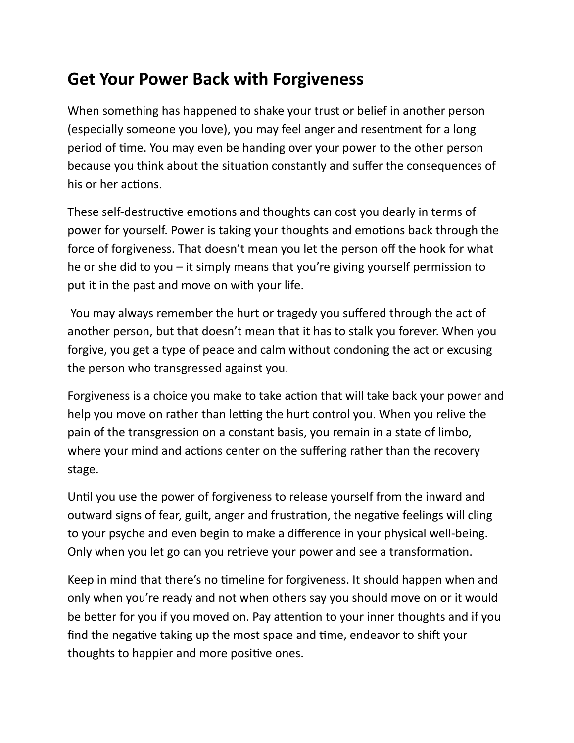# Get Your Power Back with Forgiveness

When something has happened to shake your trust or belief in another person (especially someone you love), you may feel anger and resentment for a long period of time. You may even be handing over your power to the other person because you think about the situation constantly and suffer the consequences of his or her actions.

These self-destructive emotions and thoughts can cost you dearly in terms of power for yourself. Power is taking your thoughts and emotions back through the force of forgiveness. That doesn't mean you let the person off the hook for what he or she did to you – it simply means that you're giving yourself permission to put it in the past and move on with your life.

You may always remember the hurt or tragedy you suffered through the act of another person, but that doesn't mean that it has to stalk you forever. When you forgive, you get a type of peace and calm without condoning the act or excusing the person who transgressed against you.

Forgiveness is a choice you make to take action that will take back your power and help you move on rather than letting the hurt control you. When you relive the pain of the transgression on a constant basis, you remain in a state of limbo, where your mind and actions center on the suffering rather than the recovery stage.

Until you use the power of forgiveness to release yourself from the inward and outward signs of fear, guilt, anger and frustration, the negative feelings will cling to your psyche and even begin to make a difference in your physical well-being. Only when you let go can you retrieve your power and see a transformation.

Keep in mind that there's no timeline for forgiveness. It should happen when and only when you're ready and not when others say you should move on or it would be better for you if you moved on. Pay attention to your inner thoughts and if you find the negative taking up the most space and time, endeavor to shift your thoughts to happier and more positive ones.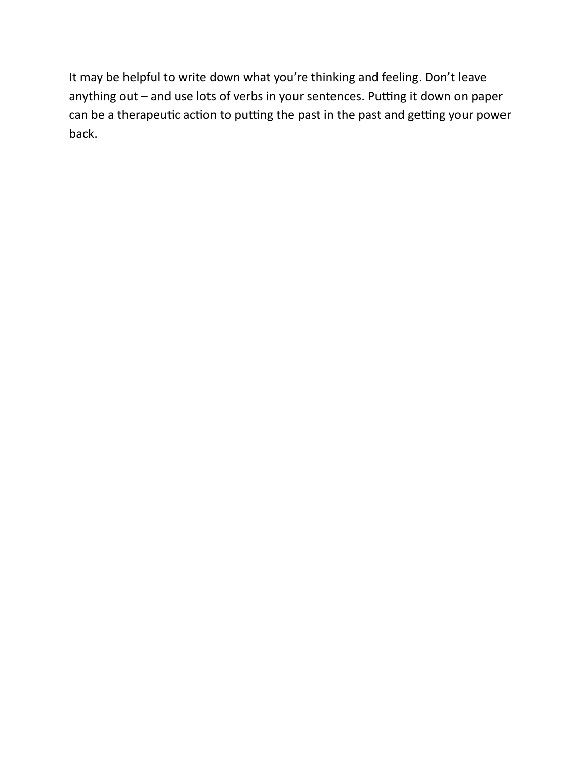It may be helpful to write down what you're thinking and feeling. Don't leave anything out – and use lots of verbs in your sentences. Putting it down on paper can be a therapeutic action to putting the past in the past and getting your power back.